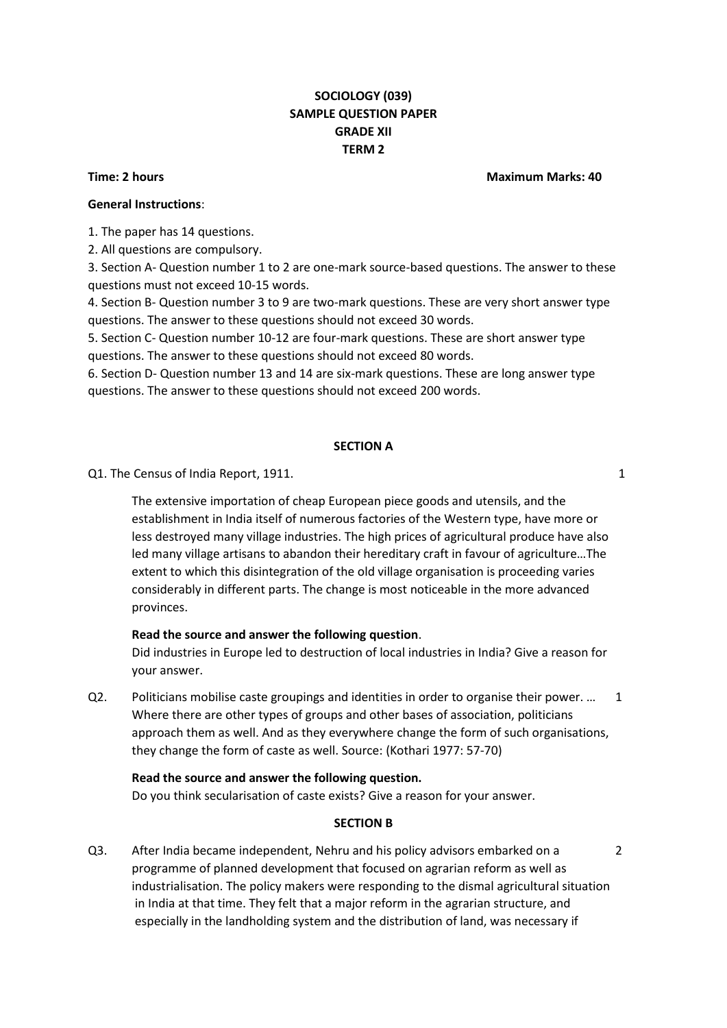**SOCIOLOGY (039)**
**SAMPLE QUESTION PAPER**
**GRADE XII**
**TERM 2**

**Time: 2 hours** **Maximum Marks: 40**

**General Instructions**:

1. The paper has 14 questions.
2. All questions are compulsory.
3. Section A- Question number 1 to 2 are one-mark source-based questions. The answer to these questions must not exceed 10-15 words.
4. Section B- Question number 3 to 9 are two-mark questions. These are very short answer type questions. The answer to these questions should not exceed 30 words.
5. Section C- Question number 10-12 are four-mark questions. These are short answer type questions. The answer to these questions should not exceed 80 words.
6. Section D- Question number 13 and 14 are six-mark questions. These are long answer type questions. The answer to these questions should not exceed 200 words.

**SECTION A**

Q1. The Census of India Report, 1911. 1

> The extensive importation of cheap European piece goods and utensils, and the establishment in India itself of numerous factories of the Western type, have more or less destroyed many village industries. The high prices of agricultural produce have also led many village artisans to abandon their hereditary craft in favour of agriculture…The extent to which this disintegration of the old village organisation is proceeding varies considerably in different parts. The change is most noticeable in the more advanced provinces.

**Read the source and answer the following question**.
Did industries in Europe led to destruction of local industries in India? Give a reason for your answer.

Q2. Politicians mobilise caste groupings and identities in order to organise their power. … Where there are other types of groups and other bases of association, politicians approach them as well. And as they everywhere change the form of such organisations, they change the form of caste as well. Source: (Kothari 1977: 57-70) 1

**Read the source and answer the following question.**
Do you think secularisation of caste exists? Give a reason for your answer.

**SECTION B**

Q3. After India became independent, Nehru and his policy advisors embarked on a programme of planned development that focused on agrarian reform as well as industrialisation. The policy makers were responding to the dismal agricultural situation in India at that time. They felt that a major reform in the agrarian structure, and especially in the landholding system and the distribution of land, was necessary if 2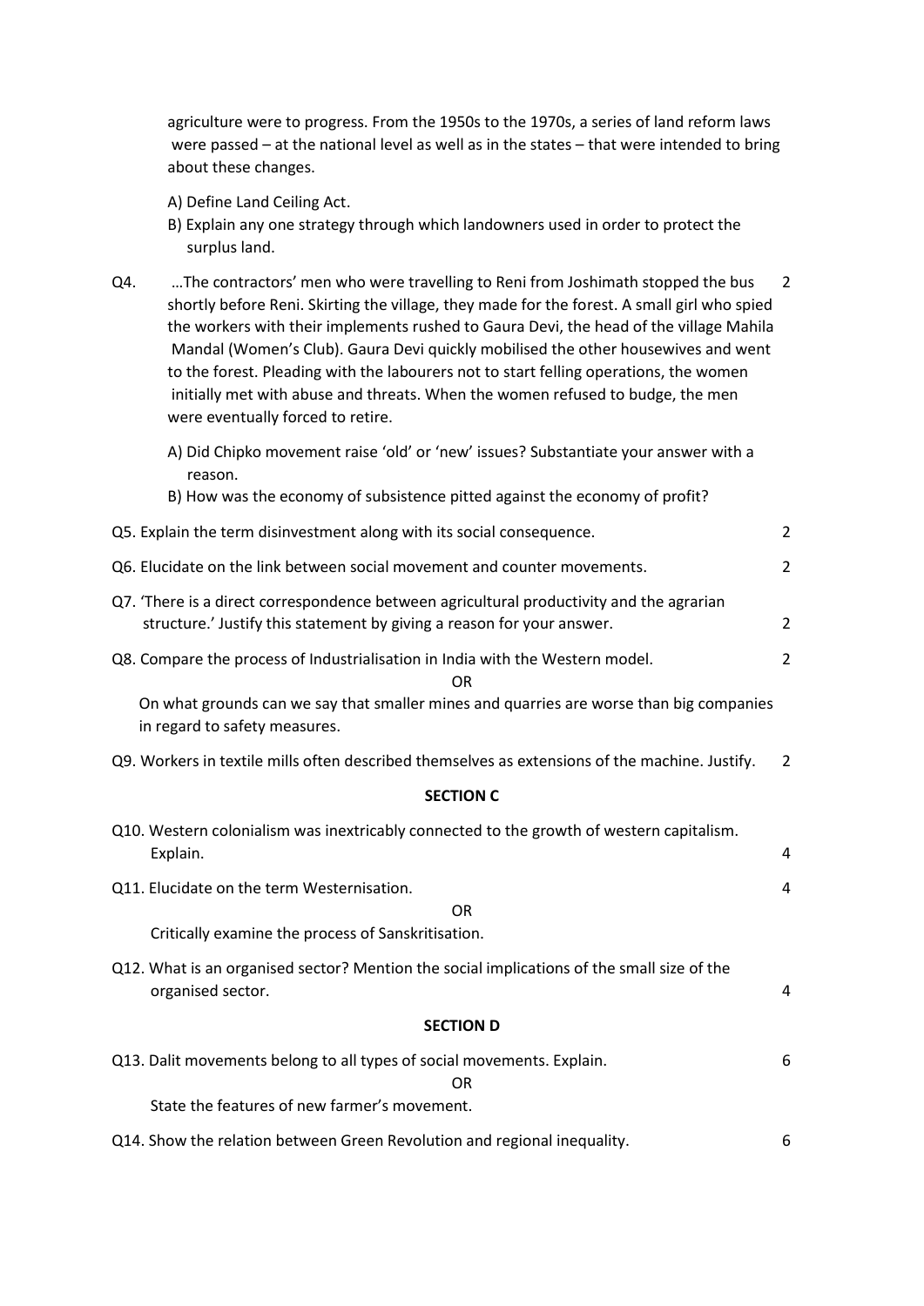agriculture were to progress. From the 1950s to the 1970s, a series of land reform laws were passed – at the national level as well as in the states – that were intended to bring about these changes.

A) Define Land Ceiling Act.

B) Explain any one strategy through which landowners used in order to protect the surplus land.

Q4. …The contractors' men who were travelling to Reni from Joshimath stopped the bus shortly before Reni. Skirting the village, they made for the forest. A small girl who spied the workers with their implements rushed to Gaura Devi, the head of the village Mahila Mandal (Women's Club). Gaura Devi quickly mobilised the other housewives and went to the forest. Pleading with the labourers not to start felling operations, the women initially met with abuse and threats. When the women refused to budge, the men were eventually forced to retire. 2

A) Did Chipko movement raise 'old' or 'new' issues? Substantiate your answer with a reason.

B) How was the economy of subsistence pitted against the economy of profit?

Q5. Explain the term disinvestment along with its social consequence. 2

Q6. Elucidate on the link between social movement and counter movements. 2

Q7. 'There is a direct correspondence between agricultural productivity and the agrarian structure.' Justify this statement by giving a reason for your answer. 2

Q8. Compare the process of Industrialisation in India with the Western model. 2

OR

On what grounds can we say that smaller mines and quarries are worse than big companies in regard to safety measures.

Q9. Workers in textile mills often described themselves as extensions of the machine. Justify. 2

## SECTION C

Q10. Western colonialism was inextricably connected to the growth of western capitalism. Explain. 4

Q11. Elucidate on the term Westernisation. 4

OR

Critically examine the process of Sanskritisation.

Q12. What is an organised sector? Mention the social implications of the small size of the organised sector. 4

## SECTION D

Q13. Dalit movements belong to all types of social movements. Explain. 6

OR

State the features of new farmer's movement.

Q14. Show the relation between Green Revolution and regional inequality. 6